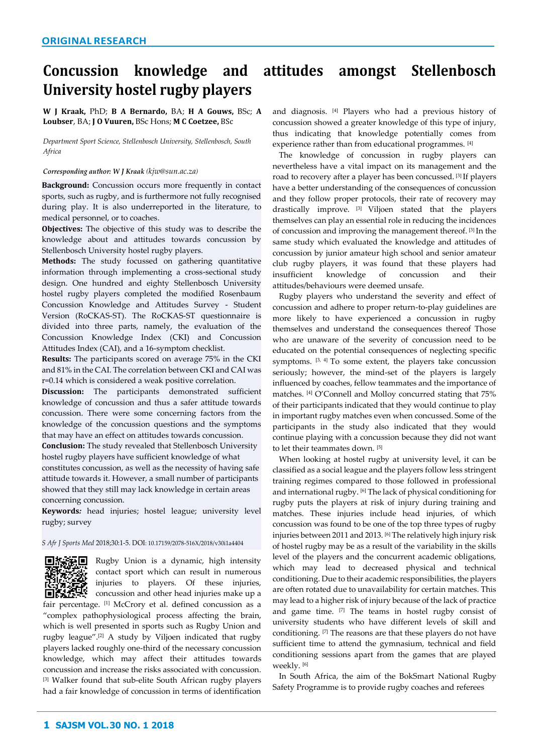ORIGINAL RESEARCH

# Concussion knowledge and attitudes amongst Stellenbosch University hostel rugby players

**W J Kraak,** PhD; **B A Bernardo,** BA; **H A Gouws,** BSc; **A Loubser**, BA; **J O Vuuren,** BSc Hons; **M C Coetzee,** BSc

*Department Sport Science, Stellenbosch University, Stellenbosch, South Africa*

***Corresponding author: W J Kraak** (kjw@sun.ac.za)*

**Background:** Concussion occurs more frequently in contact sports, such as rugby, and is furthermore not fully recognised during play. It is also underreported in the literature, to medical personnel, or to coaches.

**Objectives:** The objective of this study was to describe the knowledge about and attitudes towards concussion by Stellenbosch University hostel rugby players.

**Methods:** The study focussed on gathering quantitative information through implementing a cross-sectional study design. One hundred and eighty Stellenbosch University hostel rugby players completed the modified Rosenbaum Concussion Knowledge and Attitudes Survey - Student Version (RoCKAS-ST). The RoCKAS-ST questionnaire is divided into three parts, namely, the evaluation of the Concussion Knowledge Index (CKI) and Concussion Attitudes Index (CAI), and a 16-symptom checklist.

**Results:** The participants scored on average 75% in the CKI and 81% in the CAI. The correlation between CKI and CAI was r=0.14 which is considered a weak positive correlation.

**Discussion:** The participants demonstrated sufficient knowledge of concussion and thus a safer attitude towards concussion. There were some concerning factors from the knowledge of the concussion questions and the symptoms that may have an effect on attitudes towards concussion.

**Conclusion:** The study revealed that Stellenbosch University hostel rugby players have sufficient knowledge of what constitutes concussion, as well as the necessity of having safe attitude towards it. However, a small number of participants showed that they still may lack knowledge in certain areas concerning concussion.

**Keywords***:* head injuries; hostel league; university level rugby; survey

*S Afr J Sports Med* 2018;30:1-5. DOI: 10.17159/2078-516X/2018/v30i1a4404

Rugby Union is a dynamic, high intensity contact sport which can result in numerous injuries to players. Of these injuries, concussion and other head injuries make up a fair percentage. [1] McCrory et al. defined concussion as a "complex pathophysiological process affecting the brain, which is well presented in sports such as Rugby Union and rugby league".[2] A study by Viljoen indicated that rugby players lacked roughly one-third of the necessary concussion knowledge, which may affect their attitudes towards concussion and increase the risks associated with concussion. [3] Walker found that sub-elite South African rugby players had a fair knowledge of concussion in terms of identification and diagnosis. [4] Players who had a previous history of concussion showed a greater knowledge of this type of injury, thus indicating that knowledge potentially comes from experience rather than from educational programmes. [4]

The knowledge of concussion in rugby players can nevertheless have a vital impact on its management and the road to recovery after a player has been concussed. [3] If players have a better understanding of the consequences of concussion and they follow proper protocols, their rate of recovery may drastically improve. [3] Viljoen stated that the players themselves can play an essential role in reducing the incidences of concussion and improving the management thereof. [3] In the same study which evaluated the knowledge and attitudes of concussion by junior amateur high school and senior amateur club rugby players, it was found that these players had insufficient knowledge of concussion and their attitudes/behaviours were deemed unsafe.

Rugby players who understand the severity and effect of concussion and adhere to proper return-to-play guidelines are more likely to have experienced a concussion in rugby themselves and understand the consequences thereof Those who are unaware of the severity of concussion need to be educated on the potential consequences of neglecting specific symptoms. [3, 4] To some extent, the players take concussion seriously; however, the mind-set of the players is largely influenced by coaches, fellow teammates and the importance of matches. [4] O'Connell and Molloy concurred stating that 75% of their participants indicated that they would continue to play in important rugby matches even when concussed. Some of the participants in the study also indicated that they would continue playing with a concussion because they did not want to let their teammates down. [5]

When looking at hostel rugby at university level, it can be classified as a social league and the players follow less stringent training regimes compared to those followed in professional and international rugby. [6] The lack of physical conditioning for rugby puts the players at risk of injury during training and matches. These injuries include head injuries, of which concussion was found to be one of the top three types of rugby injuries between 2011 and 2013. [6] The relatively high injury risk of hostel rugby may be as a result of the variability in the skills level of the players and the concurrent academic obligations, which may lead to decreased physical and technical conditioning. Due to their academic responsibilities, the players are often rotated due to unavailability for certain matches. This may lead to a higher risk of injury because of the lack of practice and game time. [7] The teams in hostel rugby consist of university students who have different levels of skill and conditioning. [7] The reasons are that these players do not have sufficient time to attend the gymnasium, technical and field conditioning sessions apart from the games that are played weekly. [6]

In South Africa, the aim of the BokSmart National Rugby Safety Programme is to provide rugby coaches and referees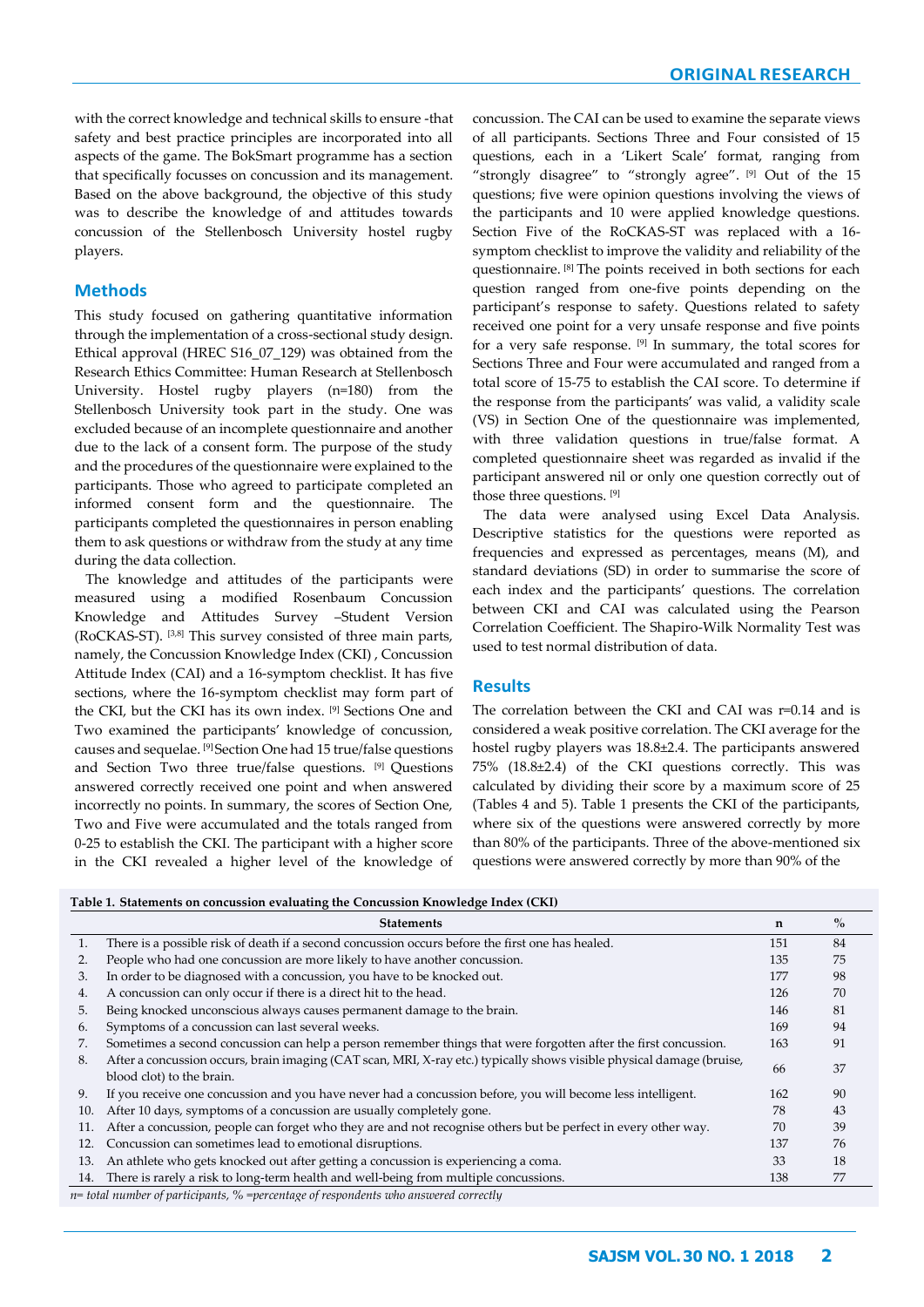with the correct knowledge and technical skills to ensure -that safety and best practice principles are incorporated into all aspects of the game. The BokSmart programme has a section that specifically focusses on concussion and its management. Based on the above background, the objective of this study was to describe the knowledge of and attitudes towards concussion of the Stellenbosch University hostel rugby players.

## Methods

This study focused on gathering quantitative information through the implementation of a cross-sectional study design. Ethical approval (HREC S16_07_129) was obtained from the Research Ethics Committee: Human Research at Stellenbosch University. Hostel rugby players (n=180) from the Stellenbosch University took part in the study. One was excluded because of an incomplete questionnaire and another due to the lack of a consent form. The purpose of the study and the procedures of the questionnaire were explained to the participants. Those who agreed to participate completed an informed consent form and the questionnaire. The participants completed the questionnaires in person enabling them to ask questions or withdraw from the study at any time during the data collection.

The knowledge and attitudes of the participants were measured using a modified Rosenbaum Concussion Knowledge and Attitudes Survey –Student Version (RoCKAS-ST). [3,8] This survey consisted of three main parts, namely, the Concussion Knowledge Index (CKI) , Concussion Attitude Index (CAI) and a 16-symptom checklist. It has five sections, where the 16-symptom checklist may form part of the CKI, but the CKI has its own index. [9] Sections One and Two examined the participants' knowledge of concussion, causes and sequelae. [9] Section One had 15 true/false questions and Section Two three true/false questions. [9] Questions answered correctly received one point and when answered incorrectly no points. In summary, the scores of Section One, Two and Five were accumulated and the totals ranged from 0-25 to establish the CKI. The participant with a higher score in the CKI revealed a higher level of the knowledge of concussion. The CAI can be used to examine the separate views of all participants. Sections Three and Four consisted of 15 questions, each in a 'Likert Scale' format, ranging from "strongly disagree" to "strongly agree". [9] Out of the 15 questions; five were opinion questions involving the views of the participants and 10 were applied knowledge questions. Section Five of the RoCKAS-ST was replaced with a 16-symptom checklist to improve the validity and reliability of the questionnaire. [8] The points received in both sections for each question ranged from one-five points depending on the participant's response to safety. Questions related to safety received one point for a very unsafe response and five points for a very safe response. [9] In summary, the total scores for Sections Three and Four were accumulated and ranged from a total score of 15-75 to establish the CAI score. To determine if the response from the participants' was valid, a validity scale (VS) in Section One of the questionnaire was implemented, with three validation questions in true/false format. A completed questionnaire sheet was regarded as invalid if the participant answered nil or only one question correctly out of those three questions. [9]

The data were analysed using Excel Data Analysis. Descriptive statistics for the questions were reported as frequencies and expressed as percentages, means (M), and standard deviations (SD) in order to summarise the score of each index and the participants' questions. The correlation between CKI and CAI was calculated using the Pearson Correlation Coefficient. The Shapiro-Wilk Normality Test was used to test normal distribution of data.

## Results

The correlation between the CKI and CAI was r=0.14 and is considered a weak positive correlation. The CKI average for the hostel rugby players was 18.8±2.4. The participants answered 75% (18.8±2.4) of the CKI questions correctly. This was calculated by dividing their score by a maximum score of 25 (Tables 4 and 5). Table 1 presents the CKI of the participants, where six of the questions were answered correctly by more than 80% of the participants. Three of the above-mentioned six questions were answered correctly by more than 90% of the

**Table 1. Statements on concussion evaluating the Concussion Knowledge Index (CKI)**

| | Statements | n | % |
|---|---|---|---|
| 1. | There is a possible risk of death if a second concussion occurs before the first one has healed. | 151 | 84 |
| 2. | People who had one concussion are more likely to have another concussion. | 135 | 75 |
| 3. | In order to be diagnosed with a concussion, you have to be knocked out. | 177 | 98 |
| 4. | A concussion can only occur if there is a direct hit to the head. | 126 | 70 |
| 5. | Being knocked unconscious always causes permanent damage to the brain. | 146 | 81 |
| 6. | Symptoms of a concussion can last several weeks. | 169 | 94 |
| 7. | Sometimes a second concussion can help a person remember things that were forgotten after the first concussion. | 163 | 91 |
| 8. | After a concussion occurs, brain imaging (CAT scan, MRI, X-ray etc.) typically shows visible physical damage (bruise, blood clot) to the brain. | 66 | 37 |
| 9. | If you receive one concussion and you have never had a concussion before, you will become less intelligent. | 162 | 90 |
| 10. | After 10 days, symptoms of a concussion are usually completely gone. | 78 | 43 |
| 11. | After a concussion, people can forget who they are and not recognise others but be perfect in every other way. | 70 | 39 |
| 12. | Concussion can sometimes lead to emotional disruptions. | 137 | 76 |
| 13. | An athlete who gets knocked out after getting a concussion is experiencing a coma. | 33 | 18 |
| 14. | There is rarely a risk to long-term health and well-being from multiple concussions. | 138 | 77 |

*n= total number of participants, % =percentage of respondents who answered correctly*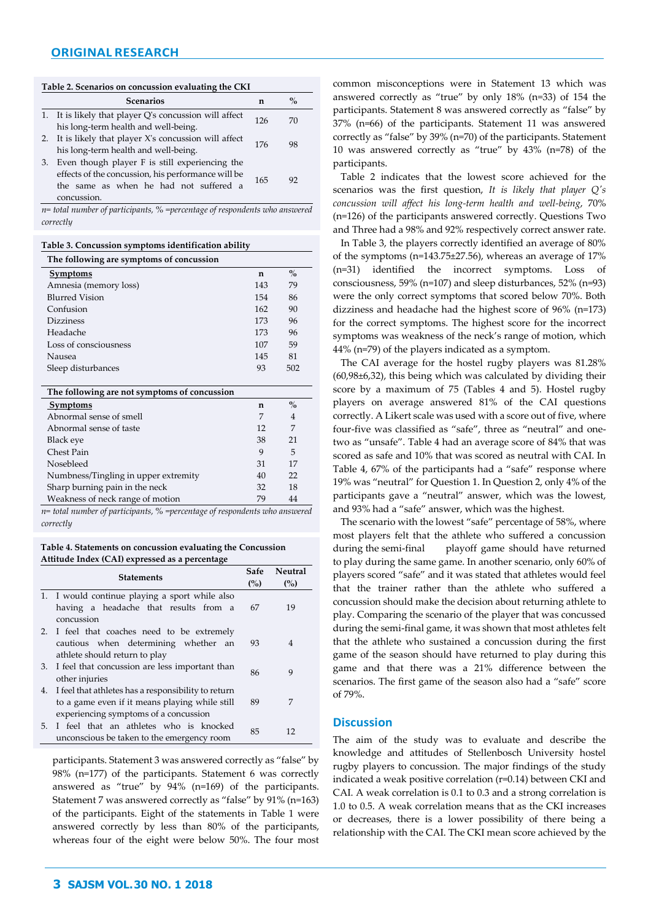**Table 2. Scenarios on concussion evaluating the CKI**

| Scenarios | n | % |
|---|---|---|
| 1. It is likely that player Q's concussion will affect his long-term health and well-being. | 126 | 70 |
| 2. It is likely that player X's concussion will affect his long-term health and well-being. | 176 | 98 |
| 3. Even though player F is still experiencing the effects of the concussion, his performance will be the same as when he had not suffered a concussion. | 165 | 92 |

*n= total number of participants, % =percentage of respondents who answered correctly*

**Table 3. Concussion symptoms identification ability**

| The following are symptoms of concussion | | |
|---|---|---|
| **Symptoms** | n | % |
| Amnesia (memory loss) | 143 | 79 |
| Blurred Vision | 154 | 86 |
| Confusion | 162 | 90 |
| Dizziness | 173 | 96 |
| Headache | 173 | 96 |
| Loss of consciousness | 107 | 59 |
| Nausea | 145 | 81 |
| Sleep disturbances | 93 | 502 |
| **The following are not symptoms of concussion** | | |
| **Symptoms** | n | % |
| Abnormal sense of smell | 7 | 4 |
| Abnormal sense of taste | 12 | 7 |
| Black eye | 38 | 21 |
| Chest Pain | 9 | 5 |
| Nosebleed | 31 | 17 |
| Numbness/Tingling in upper extremity | 40 | 22 |
| Sharp burning pain in the neck | 32 | 18 |
| Weakness of neck range of motion | 79 | 44 |

*n= total number of participants, % =percentage of respondents who answered correctly*

**Table 4. Statements on concussion evaluating the Concussion Attitude Index (CAI) expressed as a percentage**

| Statements | Safe (%) | Neutral (%) |
|---|---|---|
| 1. I would continue playing a sport while also having a headache that results from a concussion | 67 | 19 |
| 2. I feel that coaches need to be extremely cautious when determining whether an athlete should return to play | 93 | 4 |
| 3. I feel that concussion are less important than other injuries | 86 | 9 |
| 4. I feel that athletes has a responsibility to return to a game even if it means playing while still experiencing symptoms of a concussion | 89 | 7 |
| 5. I feel that an athletes who is knocked unconscious be taken to the emergency room | 85 | 12 |

participants. Statement 3 was answered correctly as "false" by 98% (n=177) of the participants. Statement 6 was correctly answered as "true" by 94% (n=169) of the participants. Statement 7 was answered correctly as "false" by 91% (n=163) of the participants. Eight of the statements in Table 1 were answered correctly by less than 80% of the participants, whereas four of the eight were below 50%. The four most common misconceptions were in Statement 13 which was answered correctly as "true" by only 18% (n=33) of 154 the participants. Statement 8 was answered correctly as "false" by 37% (n=66) of the participants. Statement 11 was answered correctly as "false" by 39% (n=70) of the participants. Statement 10 was answered correctly as "true" by 43% (n=78) of the participants.

Table 2 indicates that the lowest score achieved for the scenarios was the first question, *It is likely that player Q's concussion will affect his long-term health and well-being*, 70% (n=126) of the participants answered correctly. Questions Two and Three had a 98% and 92% respectively correct answer rate.

In Table 3, the players correctly identified an average of 80% of the symptoms (n=143.75±27.56), whereas an average of 17% (n=31) identified the incorrect symptoms. Loss of consciousness, 59% (n=107) and sleep disturbances, 52% (n=93) were the only correct symptoms that scored below 70%. Both dizziness and headache had the highest score of 96% (n=173) for the correct symptoms. The highest score for the incorrect symptoms was weakness of the neck's range of motion, which 44% (n=79) of the players indicated as a symptom.

The CAI average for the hostel rugby players was 81.28% (60,98±6,32), this being which was calculated by dividing their score by a maximum of 75 (Tables 4 and 5). Hostel rugby players on average answered 81% of the CAI questions correctly. A Likert scale was used with a score out of five, where four-five was classified as "safe", three as "neutral" and one-two as "unsafe". Table 4 had an average score of 84% that was scored as safe and 10% that was scored as neutral with CAI. In Table 4, 67% of the participants had a "safe" response where 19% was "neutral" for Question 1. In Question 2, only 4% of the participants gave a "neutral" answer, which was the lowest, and 93% had a "safe" answer, which was the highest.

The scenario with the lowest "safe" percentage of 58%, where most players felt that the athlete who suffered a concussion during the semi-final playoff game should have returned to play during the same game. In another scenario, only 60% of players scored "safe" and it was stated that athletes would feel that the trainer rather than the athlete who suffered a concussion should make the decision about returning athlete to play. Comparing the scenario of the player that was concussed during the semi-final game, it was shown that most athletes felt that the athlete who sustained a concussion during the first game of the season should have returned to play during this game and that there was a 21% difference between the scenarios. The first game of the season also had a "safe" score of 79%.

## Discussion

The aim of the study was to evaluate and describe the knowledge and attitudes of Stellenbosch University hostel rugby players to concussion. The major findings of the study indicated a weak positive correlation (r=0.14) between CKI and CAI. A weak correlation is 0.1 to 0.3 and a strong correlation is 1.0 to 0.5. A weak correlation means that as the CKI increases or decreases, there is a lower possibility of there being a relationship with the CAI. The CKI mean score achieved by the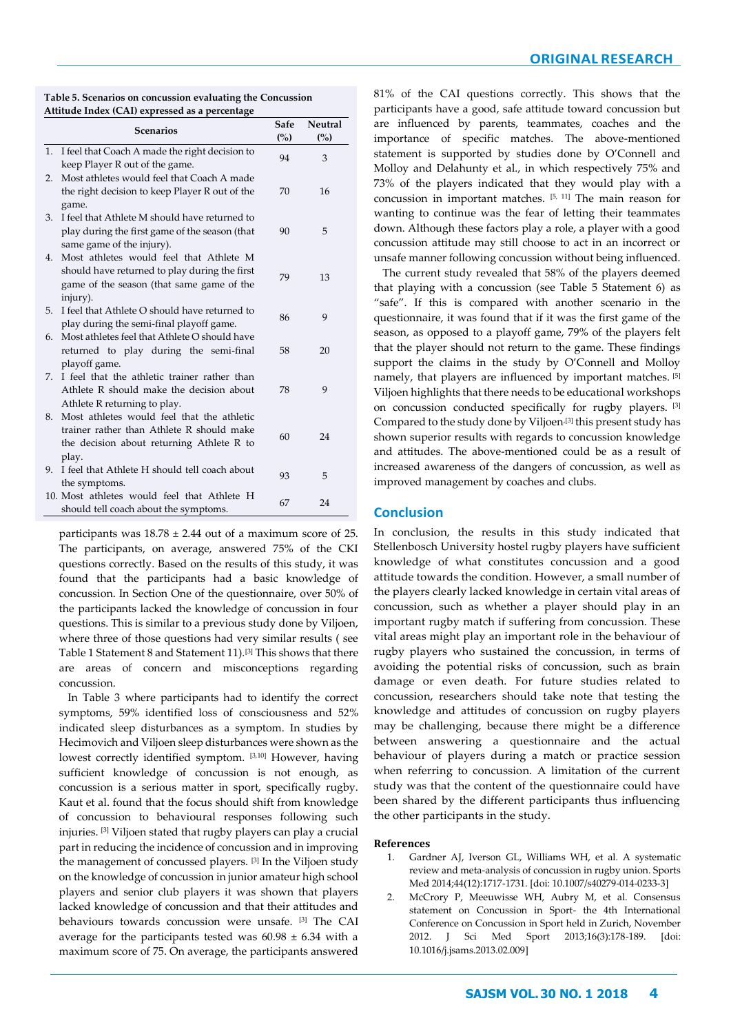**Table 5. Scenarios on concussion evaluating the Concussion Attitude Index (CAI) expressed as a percentage**

| Scenarios | Safe (%) | Neutral (%) |
|---|---|---|
| 1. I feel that Coach A made the right decision to keep Player R out of the game. | 94 | 3 |
| 2. Most athletes would feel that Coach A made the right decision to keep Player R out of the game. | 70 | 16 |
| 3. I feel that Athlete M should have returned to play during the first game of the season (that same game of the injury). | 90 | 5 |
| 4. Most athletes would feel that Athlete M should have returned to play during the first game of the season (that same game of the injury). | 79 | 13 |
| 5. I feel that Athlete O should have returned to play during the semi-final playoff game. | 86 | 9 |
| 6. Most athletes feel that Athlete O should have returned to play during the semi-final playoff game. | 58 | 20 |
| 7. I feel that the athletic trainer rather than Athlete R should make the decision about Athlete R returning to play. | 78 | 9 |
| 8. Most athletes would feel that the athletic trainer rather than Athlete R should make the decision about returning Athlete R to play. | 60 | 24 |
| 9. I feel that Athlete H should tell coach about the symptoms. | 93 | 5 |
| 10. Most athletes would feel that Athlete H should tell coach about the symptoms. | 67 | 24 |

participants was 18.78 ± 2.44 out of a maximum score of 25. The participants, on average, answered 75% of the CKI questions correctly. Based on the results of this study, it was found that the participants had a basic knowledge of concussion. In Section One of the questionnaire, over 50% of the participants lacked the knowledge of concussion in four questions. This is similar to a previous study done by Viljoen, where three of those questions had very similar results ( see Table 1 Statement 8 and Statement 11).[3] This shows that there are areas of concern and misconceptions regarding concussion.

In Table 3 where participants had to identify the correct symptoms, 59% identified loss of consciousness and 52% indicated sleep disturbances as a symptom. In studies by Hecimovich and Viljoen sleep disturbances were shown as the lowest correctly identified symptom. [3,10] However, having sufficient knowledge of concussion is not enough, as concussion is a serious matter in sport, specifically rugby. Kaut et al. found that the focus should shift from knowledge of concussion to behavioural responses following such injuries. [3] Viljoen stated that rugby players can play a crucial part in reducing the incidence of concussion and in improving the management of concussed players. [3] In the Viljoen study on the knowledge of concussion in junior amateur high school players and senior club players it was shown that players lacked knowledge of concussion and that their attitudes and behaviours towards concussion were unsafe. [3] The CAI average for the participants tested was 60.98 ± 6.34 with a maximum score of 75. On average, the participants answered 81% of the CAI questions correctly. This shows that the participants have a good, safe attitude toward concussion but are influenced by parents, teammates, coaches and the importance of specific matches. The above-mentioned statement is supported by studies done by O'Connell and Molloy and Delahunty et al., in which respectively 75% and 73% of the players indicated that they would play with a concussion in important matches. [5, 11] The main reason for wanting to continue was the fear of letting their teammates down. Although these factors play a role, a player with a good concussion attitude may still choose to act in an incorrect or unsafe manner following concussion without being influenced.

The current study revealed that 58% of the players deemed that playing with a concussion (see Table 5 Statement 6) as "safe". If this is compared with another scenario in the questionnaire, it was found that if it was the first game of the season, as opposed to a playoff game, 79% of the players felt that the player should not return to the game. These findings support the claims in the study by O'Connell and Molloy namely, that players are influenced by important matches. [5] Viljoen highlights that there needs to be educational workshops on concussion conducted specifically for rugby players. [3] Compared to the study done by Viljoen [3] this present study has shown superior results with regards to concussion knowledge and attitudes. The above-mentioned could be as a result of increased awareness of the dangers of concussion, as well as improved management by coaches and clubs.

## Conclusion

In conclusion, the results in this study indicated that Stellenbosch University hostel rugby players have sufficient knowledge of what constitutes concussion and a good attitude towards the condition. However, a small number of the players clearly lacked knowledge in certain vital areas of concussion, such as whether a player should play in an important rugby match if suffering from concussion. These vital areas might play an important role in the behaviour of rugby players who sustained the concussion, in terms of avoiding the potential risks of concussion, such as brain damage or even death. For future studies related to concussion, researchers should take note that testing the knowledge and attitudes of concussion on rugby players may be challenging, because there might be a difference between answering a questionnaire and the actual behaviour of players during a match or practice session when referring to concussion. A limitation of the current study was that the content of the questionnaire could have been shared by the different participants thus influencing the other participants in the study.

### References

1. Gardner AJ, Iverson GL, Williams WH, et al. A systematic review and meta-analysis of concussion in rugby union. Sports Med 2014;44(12):1717-1731. [doi: 10.1007/s40279-014-0233-3]
2. McCrory P, Meeuwisse WH, Aubry M, et al. Consensus statement on Concussion in Sport- the 4th International Conference on Concussion in Sport held in Zurich, November 2012. J Sci Med Sport 2013;16(3):178-189. [doi: 10.1016/j.jsams.2013.02.009]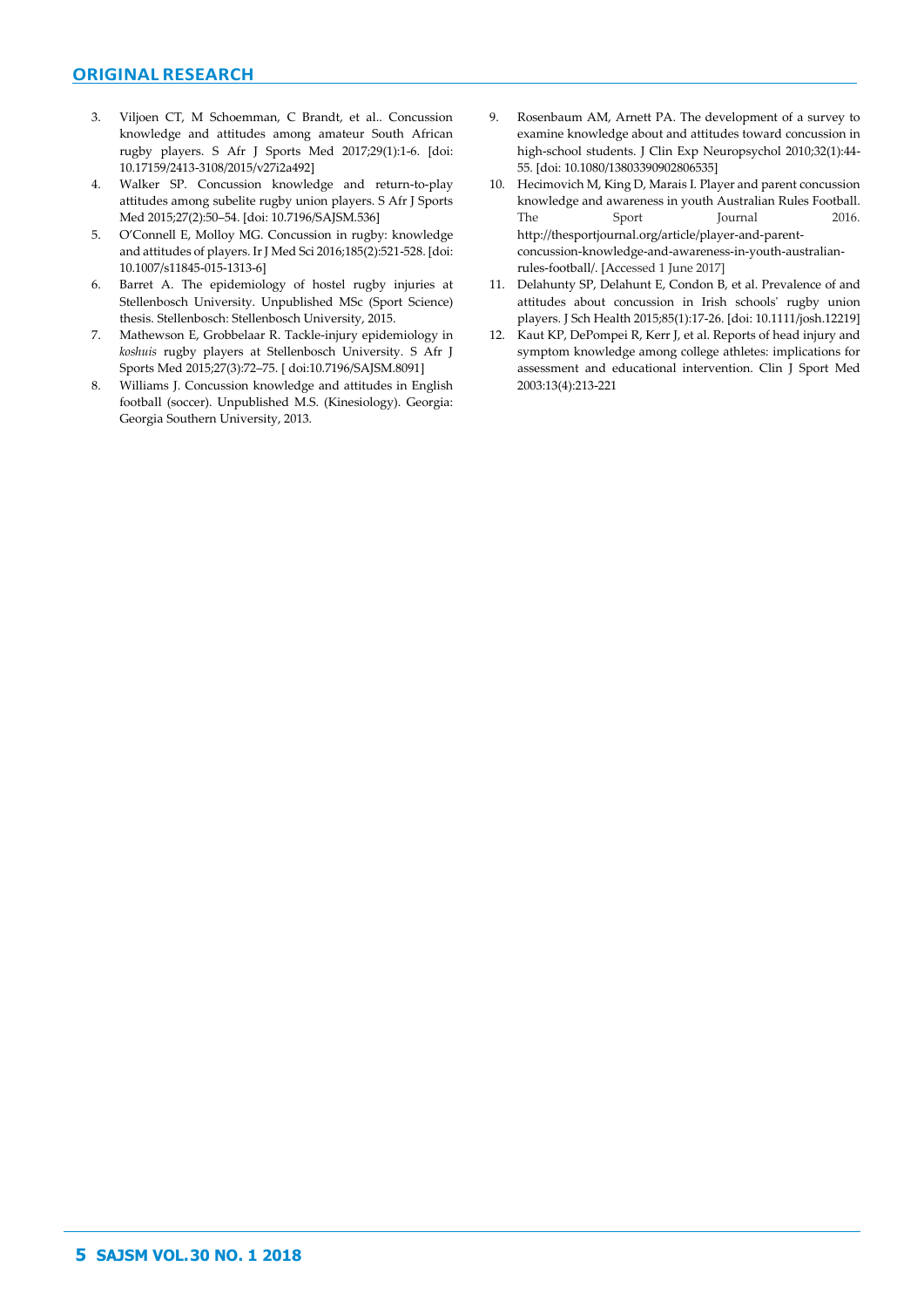3. Viljoen CT, M Schoemman, C Brandt, et al.. Concussion knowledge and attitudes among amateur South African rugby players. S Afr J Sports Med 2017;29(1):1-6. [doi: 10.17159/2413-3108/2015/v27i2a492]
4. Walker SP. Concussion knowledge and return-to-play attitudes among subelite rugby union players. S Afr J Sports Med 2015;27(2):50–54. [doi: 10.7196/SAJSM.536]
5. O'Connell E, Molloy MG. Concussion in rugby: knowledge and attitudes of players. Ir J Med Sci 2016;185(2):521-528. [doi: 10.1007/s11845-015-1313-6]
6. Barret A. The epidemiology of hostel rugby injuries at Stellenbosch University. Unpublished MSc (Sport Science) thesis. Stellenbosch: Stellenbosch University, 2015.
7. Mathewson E, Grobbelaar R. Tackle-injury epidemiology in *koshuis* rugby players at Stellenbosch University. S Afr J Sports Med 2015;27(3):72–75. [ doi:10.7196/SAJSM.8091]
8. Williams J. Concussion knowledge and attitudes in English football (soccer). Unpublished M.S. (Kinesiology). Georgia: Georgia Southern University, 2013.
9. Rosenbaum AM, Arnett PA. The development of a survey to examine knowledge about and attitudes toward concussion in high-school students. J Clin Exp Neuropsychol 2010;32(1):44-55. [doi: 10.1080/13803390902806535]
10. Hecimovich M, King D, Marais I. Player and parent concussion knowledge and awareness in youth Australian Rules Football. The Sport Journal 2016. http://thesportjournal.org/article/player-and-parent-concussion-knowledge-and-awareness-in-youth-australian-rules-football/. [Accessed 1 June 2017]
11. Delahunty SP, Delahunt E, Condon B, et al. Prevalence of and attitudes about concussion in Irish schools' rugby union players. J Sch Health 2015;85(1):17-26. [doi: 10.1111/josh.12219]
12. Kaut KP, DePompei R, Kerr J, et al. Reports of head injury and symptom knowledge among college athletes: implications for assessment and educational intervention. Clin J Sport Med 2003:13(4):213-221